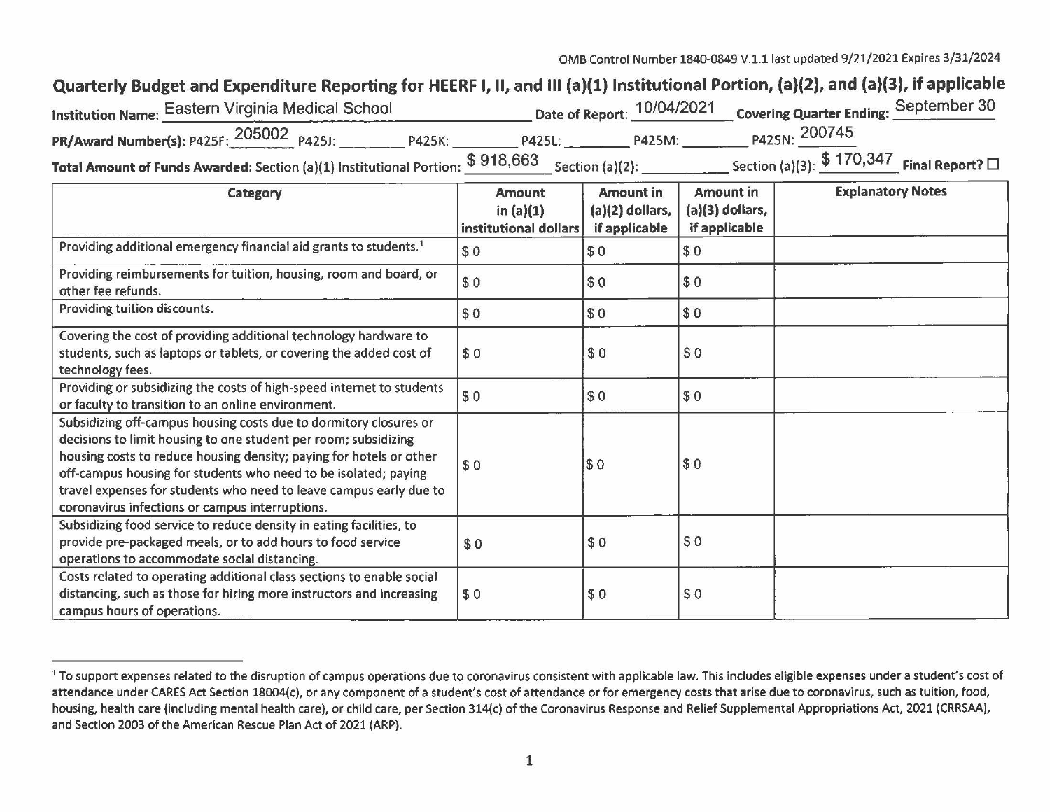OMB Control Number 1840-0849 V.1.1 last updated 9/21/2021 Expires 3/31/2024

## Quarterly Budget and Expenditure Reporting for HEERF I, II, and III (a)(1) Institutional Portion, (a)(2), and (a)(3), if applicable

**Institution Name:** Eastern Virginia Medical School **Date of Report:** 10/04/2021 **Covering Quarter Ending:** September 30

**PR/Award Number(s):** P425F: 205002 P425J: ________ P425K: ________ P425L: ________ P425M: ________ P425N: 200745

**Total Amount of Funds Awarded:** Section (a)(1) Institutional Portion: $ 918,663 Section (a)(2): ________ Section (a)(3): $ 170,347 **Final Report?** ☐

| Category | Amount in (a)(1) institutional dollars | Amount in (a)(2) dollars, if applicable | Amount in (a)(3) dollars, if applicable | Explanatory Notes |
|---|---|---|---|---|
| Providing additional emergency financial aid grants to students.[1] | $ 0 | $ 0 | $ 0 | |
| Providing reimbursements for tuition, housing, room and board, or other fee refunds. | $ 0 | $ 0 | $ 0 | |
| Providing tuition discounts. | $ 0 | $ 0 | $ 0 | |
| Covering the cost of providing additional technology hardware to students, such as laptops or tablets, or covering the added cost of technology fees. | $ 0 | $ 0 | $ 0 | |
| Providing or subsidizing the costs of high-speed internet to students or faculty to transition to an online environment. | $ 0 | $ 0 | $ 0 | |
| Subsidizing off-campus housing costs due to dormitory closures or decisions to limit housing to one student per room; subsidizing housing costs to reduce housing density; paying for hotels or other off-campus housing for students who need to be isolated; paying travel expenses for students who need to leave campus early due to coronavirus infections or campus interruptions. | $ 0 | $ 0 | $ 0 | |
| Subsidizing food service to reduce density in eating facilities, to provide pre-packaged meals, or to add hours to food service operations to accommodate social distancing. | $ 0 | $ 0 | $ 0 | |
| Costs related to operating additional class sections to enable social distancing, such as those for hiring more instructors and increasing campus hours of operations. | $ 0 | $ 0 | $ 0 | |

[1] To support expenses related to the disruption of campus operations due to coronavirus consistent with applicable law. This includes eligible expenses under a student's cost of attendance under CARES Act Section 18004(c), or any component of a student's cost of attendance or for emergency costs that arise due to coronavirus, such as tuition, food, housing, health care (including mental health care), or child care, per Section 314(c) of the Coronavirus Response and Relief Supplemental Appropriations Act, 2021 (CRRSAA), and Section 2003 of the American Rescue Plan Act of 2021 (ARP).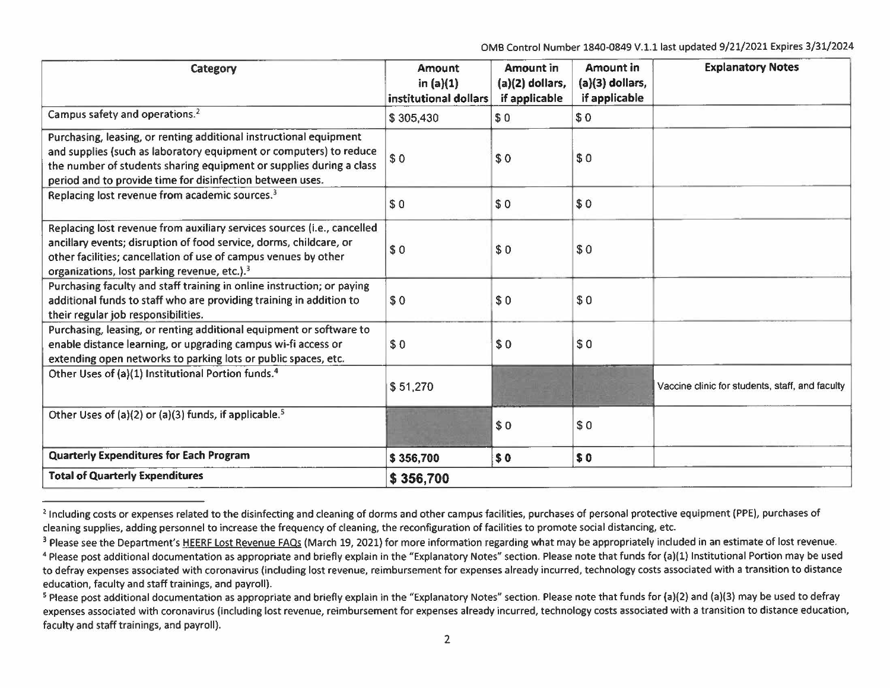OMB Control Number 1840-0849 V.1.1 last updated 9/21/2021 Expires 3/31/2024

| Category | Amount in (a)(1) institutional dollars | Amount in (a)(2) dollars, if applicable | Amount in (a)(3) dollars, if applicable | Explanatory Notes |
|---|---|---|---|---|
| Campus safety and operations.[2] | $ 305,430 | $ 0 | $ 0 | |
| Purchasing, leasing, or renting additional instructional equipment and supplies (such as laboratory equipment or computers) to reduce the number of students sharing equipment or supplies during a class period and to provide time for disinfection between uses. | $ 0 | $ 0 | $ 0 | |
| Replacing lost revenue from academic sources.[3] | $ 0 | $ 0 | $ 0 | |
| Replacing lost revenue from auxiliary services sources (i.e., cancelled ancillary events; disruption of food service, dorms, childcare, or other facilities; cancellation of use of campus venues by other organizations, lost parking revenue, etc.).[3] | $ 0 | $ 0 | $ 0 | |
| Purchasing faculty and staff training in online instruction; or paying additional funds to staff who are providing training in addition to their regular job responsibilities. | $ 0 | $ 0 | $ 0 | |
| Purchasing, leasing, or renting additional equipment or software to enable distance learning, or upgrading campus wi-fi access or extending open networks to parking lots or public spaces, etc. | $ 0 | $ 0 | $ 0 | |
| Other Uses of (a)(1) Institutional Portion funds.[4] | $ 51,270 | | | Vaccine clinic for students, staff, and faculty |
| Other Uses of (a)(2) or (a)(3) funds, if applicable.[5] | | $ 0 | $ 0 | |
| **Quarterly Expenditures for Each Program** | **$ 356,700** | **$ 0** | **$ 0** | |
| **Total of Quarterly Expenditures** | **$ 356,700** | | | |

[2] Including costs or expenses related to the disinfecting and cleaning of dorms and other campus facilities, purchases of personal protective equipment (PPE), purchases of cleaning supplies, adding personnel to increase the frequency of cleaning, the reconfiguration of facilities to promote social distancing, etc.

[3] Please see the Department's HEERF Lost Revenue FAQs (March 19, 2021) for more information regarding what may be appropriately included in an estimate of lost revenue.

[4] Please post additional documentation as appropriate and briefly explain in the "Explanatory Notes" section. Please note that funds for (a)(1) Institutional Portion may be used to defray expenses associated with coronavirus (including lost revenue, reimbursement for expenses already incurred, technology costs associated with a transition to distance education, faculty and staff trainings, and payroll).

[5] Please post additional documentation as appropriate and briefly explain in the "Explanatory Notes" section. Please note that funds for (a)(2) and (a)(3) may be used to defray expenses associated with coronavirus (including lost revenue, reimbursement for expenses already incurred, technology costs associated with a transition to distance education, faculty and staff trainings, and payroll).